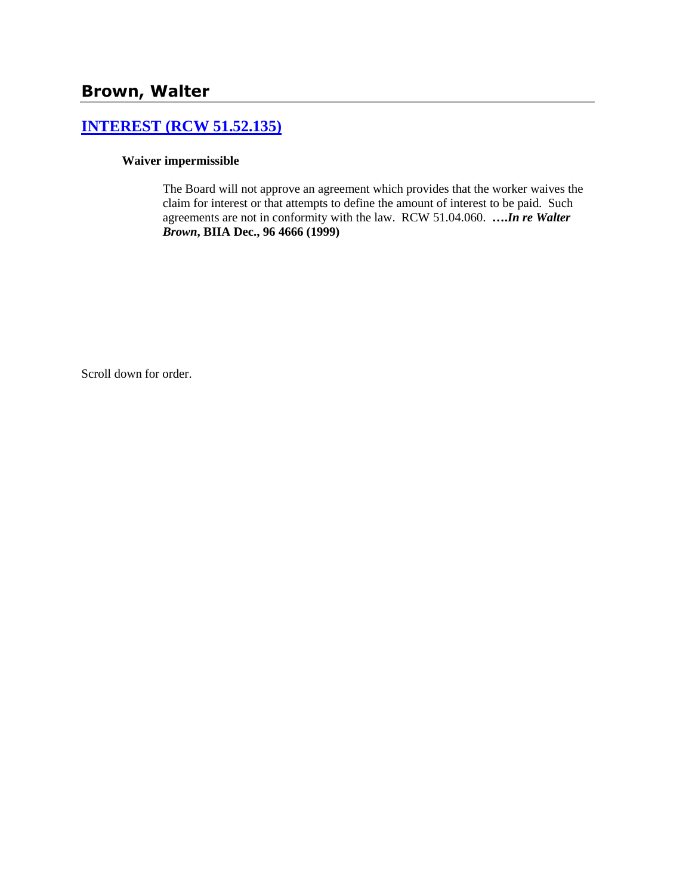## Brown, Walter

### [INTEREST (RCW 51.52.135)]

**Waiver impermissible**

> The Board will not approve an agreement which provides that the worker waives the claim for interest or that attempts to define the amount of interest to be paid. Such agreements are not in conformity with the law. RCW 51.04.060. **….*In re Walter Brown*, BIIA Dec., 96 4666 (1999)**

Scroll down for order.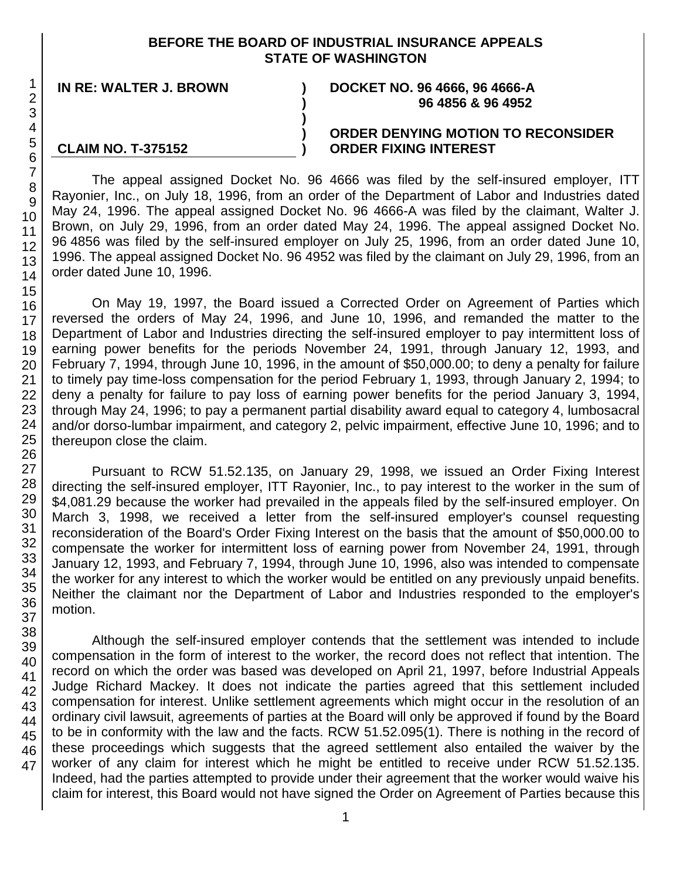**BEFORE THE BOARD OF INDUSTRIAL INSURANCE APPEALS**
**STATE OF WASHINGTON**

| | | |
|---|---|---|
| **IN RE: WALTER J. BROWN** | **)** | **DOCKET NO. 96 4666, 96 4666-A** |
| | **)** | **96 4856 & 96 4952** |
| | **)** | |
| | **)** | **ORDER DENYING MOTION TO RECONSIDER** |
| **CLAIM NO. T-375152** | **)** | **ORDER FIXING INTEREST** |

The appeal assigned Docket No. 96 4666 was filed by the self-insured employer, ITT Rayonier, Inc., on July 18, 1996, from an order of the Department of Labor and Industries dated May 24, 1996. The appeal assigned Docket No. 96 4666-A was filed by the claimant, Walter J. Brown, on July 29, 1996, from an order dated May 24, 1996. The appeal assigned Docket No. 96 4856 was filed by the self-insured employer on July 25, 1996, from an order dated June 10, 1996. The appeal assigned Docket No. 96 4952 was filed by the claimant on July 29, 1996, from an order dated June 10, 1996.

On May 19, 1997, the Board issued a Corrected Order on Agreement of Parties which reversed the orders of May 24, 1996, and June 10, 1996, and remanded the matter to the Department of Labor and Industries directing the self-insured employer to pay intermittent loss of earning power benefits for the periods November 24, 1991, through January 12, 1993, and February 7, 1994, through June 10, 1996, in the amount of $50,000.00; to deny a penalty for failure to timely pay time-loss compensation for the period February 1, 1993, through January 2, 1994; to deny a penalty for failure to pay loss of earning power benefits for the period January 3, 1994, through May 24, 1996; to pay a permanent partial disability award equal to category 4, lumbosacral and/or dorso-lumbar impairment, and category 2, pelvic impairment, effective June 10, 1996; and to thereupon close the claim.

Pursuant to RCW 51.52.135, on January 29, 1998, we issued an Order Fixing Interest directing the self-insured employer, ITT Rayonier, Inc., to pay interest to the worker in the sum of $4,081.29 because the worker had prevailed in the appeals filed by the self-insured employer. On March 3, 1998, we received a letter from the self-insured employer's counsel requesting reconsideration of the Board's Order Fixing Interest on the basis that the amount of $50,000.00 to compensate the worker for intermittent loss of earning power from November 24, 1991, through January 12, 1993, and February 7, 1994, through June 10, 1996, also was intended to compensate the worker for any interest to which the worker would be entitled on any previously unpaid benefits. Neither the claimant nor the Department of Labor and Industries responded to the employer's motion.

Although the self-insured employer contends that the settlement was intended to include compensation in the form of interest to the worker, the record does not reflect that intention. The record on which the order was based was developed on April 21, 1997, before Industrial Appeals Judge Richard Mackey. It does not indicate the parties agreed that this settlement included compensation for interest. Unlike settlement agreements which might occur in the resolution of an ordinary civil lawsuit, agreements of parties at the Board will only be approved if found by the Board to be in conformity with the law and the facts. RCW 51.52.095(1). There is nothing in the record of these proceedings which suggests that the agreed settlement also entailed the waiver by the worker of any claim for interest which he might be entitled to receive under RCW 51.52.135. Indeed, had the parties attempted to provide under their agreement that the worker would waive his claim for interest, this Board would not have signed the Order on Agreement of Parties because this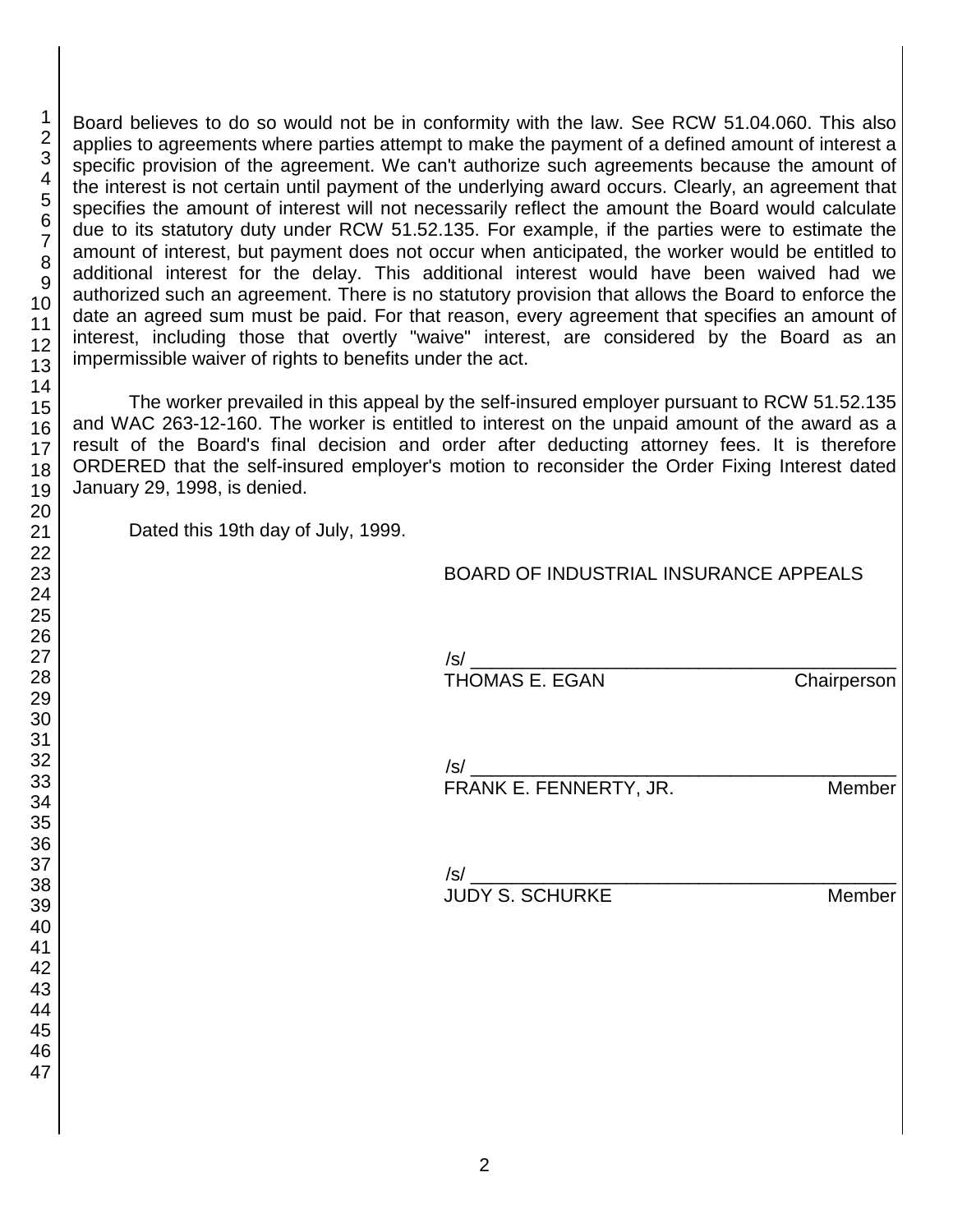Board believes to do so would not be in conformity with the law. See RCW 51.04.060. This also applies to agreements where parties attempt to make the payment of a defined amount of interest a specific provision of the agreement. We can't authorize such agreements because the amount of the interest is not certain until payment of the underlying award occurs. Clearly, an agreement that specifies the amount of interest will not necessarily reflect the amount the Board would calculate due to its statutory duty under RCW 51.52.135. For example, if the parties were to estimate the amount of interest, but payment does not occur when anticipated, the worker would be entitled to additional interest for the delay. This additional interest would have been waived had we authorized such an agreement. There is no statutory provision that allows the Board to enforce the date an agreed sum must be paid. For that reason, every agreement that specifies an amount of interest, including those that overtly "waive" interest, are considered by the Board as an impermissible waiver of rights to benefits under the act.

The worker prevailed in this appeal by the self-insured employer pursuant to RCW 51.52.135 and WAC 263-12-160. The worker is entitled to interest on the unpaid amount of the award as a result of the Board's final decision and order after deducting attorney fees. It is therefore ORDERED that the self-insured employer's motion to reconsider the Order Fixing Interest dated January 29, 1998, is denied.

Dated this 19th day of July, 1999.

BOARD OF INDUSTRIAL INSURANCE APPEALS

/s/ ________________________________________
THOMAS E. EGAN Chairperson

/s/ ________________________________________
FRANK E. FENNERTY, JR. Member

/s/ ________________________________________
JUDY S. SCHURKE Member